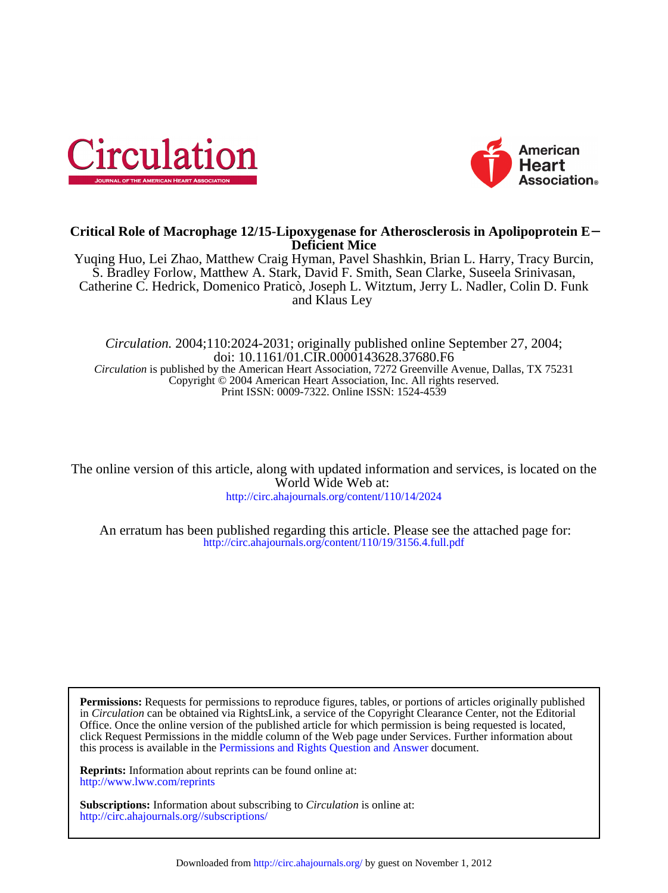# Critical Role of Macrophage 12/15-Lipoxygenase for Atherosclerosis in Apolipoprotein E−Deficient Mice

Yuqing Huo, Lei Zhao, Matthew Craig Hyman, Pavel Shashkin, Brian L. Harry, Tracy Burcin, S. Bradley Forlow, Matthew A. Stark, David F. Smith, Sean Clarke, Suseela Srinivasan, Catherine C. Hedrick, Domenico Praticò, Joseph L. Witztum, Jerry L. Nadler, Colin D. Funk and Klaus Ley

*Circulation.* 2004;110:2024-2031; originally published online September 27, 2004;
doi: 10.1161/01.CIR.0000143628.37680.F6
*Circulation* is published by the American Heart Association, 7272 Greenville Avenue, Dallas, TX 75231
Copyright © 2004 American Heart Association, Inc. All rights reserved.
Print ISSN: 0009-7322. Online ISSN: 1524-4539

The online version of this article, along with updated information and services, is located on the World Wide Web at:
http://circ.ahajournals.org/content/110/14/2024

An erratum has been published regarding this article. Please see the attached page for:
http://circ.ahajournals.org/content/110/19/3156.4.full.pdf

**Permissions:** Requests for permissions to reproduce figures, tables, or portions of articles originally published in *Circulation* can be obtained via RightsLink, a service of the Copyright Clearance Center, not the Editorial Office. Once the online version of the published article for which permission is being requested is located, click Request Permissions in the middle column of the Web page under Services. Further information about this process is available in the Permissions and Rights Question and Answer document.

**Reprints:** Information about reprints can be found online at:
http://www.lww.com/reprints

**Subscriptions:** Information about subscribing to *Circulation* is online at:
http://circ.ahajournals.org//subscriptions/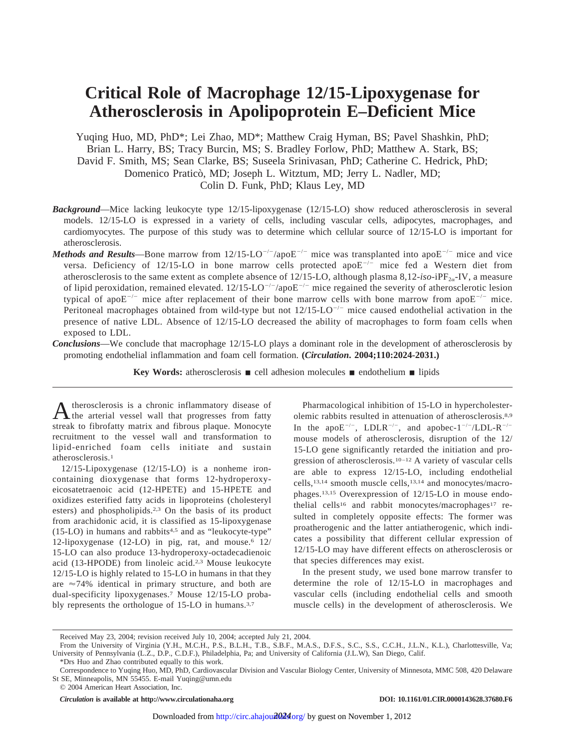# Critical Role of Macrophage 12/15-Lipoxygenase for Atherosclerosis in Apolipoprotein E–Deficient Mice

Yuqing Huo, MD, PhD*; Lei Zhao, MD*; Matthew Craig Hyman, BS; Pavel Shashkin, PhD; Brian L. Harry, BS; Tracy Burcin, MS; S. Bradley Forlow, PhD; Matthew A. Stark, BS; David F. Smith, MS; Sean Clarke, BS; Suseela Srinivasan, PhD; Catherine C. Hedrick, PhD; Domenico Praticò, MD; Joseph L. Witztum, MD; Jerry L. Nadler, MD; Colin D. Funk, PhD; Klaus Ley, MD

***Background***—Mice lacking leukocyte type 12/15-lipoxygenase (12/15-LO) show reduced atherosclerosis in several models. 12/15-LO is expressed in a variety of cells, including vascular cells, adipocytes, macrophages, and cardiomyocytes. The purpose of this study was to determine which cellular source of 12/15-LO is important for atherosclerosis.

***Methods and Results***—Bone marrow from 12/15-LO$^{-/-}$/apoE$^{-/-}$ mice was transplanted into apoE$^{-/-}$ mice and vice versa. Deficiency of 12/15-LO in bone marrow cells protected apoE$^{-/-}$ mice fed a Western diet from atherosclerosis to the same extent as complete absence of 12/15-LO, although plasma 8,12-*iso*-iPF$_{2\alpha}$-IV, a measure of lipid peroxidation, remained elevated. 12/15-LO$^{-/-}$/apoE$^{-/-}$ mice regained the severity of atherosclerotic lesion typical of apoE$^{-/-}$ mice after replacement of their bone marrow cells with bone marrow from apoE$^{-/-}$ mice. Peritoneal macrophages obtained from wild-type but not 12/15-LO$^{-/-}$ mice caused endothelial activation in the presence of native LDL. Absence of 12/15-LO decreased the ability of macrophages to form foam cells when exposed to LDL.

***Conclusions***—We conclude that macrophage 12/15-LO plays a dominant role in the development of atherosclerosis by promoting endothelial inflammation and foam cell formation. **(*Circulation*. 2004;110:2024-2031.)**

**Key Words:** atherosclerosis ■ cell adhesion molecules ■ endothelium ■ lipids

Atherosclerosis is a chronic inflammatory disease of the arterial vessel wall that progresses from fatty streak to fibrofatty matrix and fibrous plaque. Monocyte recruitment to the vessel wall and transformation to lipid-enriched foam cells initiate and sustain atherosclerosis.[1]

12/15-Lipoxygenase (12/15-LO) is a nonheme iron-containing dioxygenase that forms 12-hydroperoxy-eicosatetraenoic acid (12-HPETE) and 15-HPETE and oxidizes esterified fatty acids in lipoproteins (cholesteryl esters) and phospholipids.[2,3] On the basis of its product from arachidonic acid, it is classified as 15-lipoxygenase (15-LO) in humans and rabbits[4,5] and as "leukocyte-type" 12-lipoxygenase (12-LO) in pig, rat, and mouse.[6] 12/15-LO can also produce 13-hydroperoxy-octadecadienoic acid (13-HPODE) from linoleic acid.[2,3] Mouse leukocyte 12/15-LO is highly related to 15-LO in humans in that they are ≈74% identical in primary structure, and both are dual-specificity lipoxygenases.[7] Mouse 12/15-LO probably represents the orthologue of 15-LO in humans.[3,7]

Pharmacological inhibition of 15-LO in hypercholesterolemic rabbits resulted in attenuation of atherosclerosis.[8,9] In the apoE$^{-/-}$, LDLR$^{-/-}$, and apobec-1$^{-/-}$/LDL-R$^{-/-}$ mouse models of atherosclerosis, disruption of the 12/15-LO gene significantly retarded the initiation and progression of atherosclerosis.[10–12] A variety of vascular cells are able to express 12/15-LO, including endothelial cells,[13,14] smooth muscle cells,[13,14] and monocytes/macrophages.[13,15] Overexpression of 12/15-LO in mouse endothelial cells[16] and rabbit monocytes/macrophages[17] resulted in completely opposite effects: The former was proatherogenic and the latter antiatherogenic, which indicates a possibility that different cellular expression of 12/15-LO may have different effects on atherosclerosis or that species differences may exist.

In the present study, we used bone marrow transfer to determine the role of 12/15-LO in macrophages and vascular cells (including endothelial cells and smooth muscle cells) in the development of atherosclerosis. We

Received May 23, 2004; revision received July 10, 2004; accepted July 21, 2004.

From the University of Virginia (Y.H., M.C.H., P.S., B.L.H., T.B., S.B.F., M.A.S., D.F.S., S.C., S.S., C.C.H., J.L.N., K.L.), Charlottesville, Va; University of Pennsylvania (L.Z., D.P., C.D.F.), Philadelphia, Pa; and University of California (J.L.W), San Diego, Calif.

*Drs Huo and Zhao contributed equally to this work.

Correspondence to Yuqing Huo, MD, PhD, Cardiovascular Division and Vascular Biology Center, University of Minnesota, MMC 508, 420 Delaware St SE, Minneapolis, MN 55455. E-mail Yuqing@umn.edu

© 2004 American Heart Association, Inc.

*Circulation* is available at http://www.circulationaha.org DOI: 10.1161/01.CIR.0000143628.37680.F6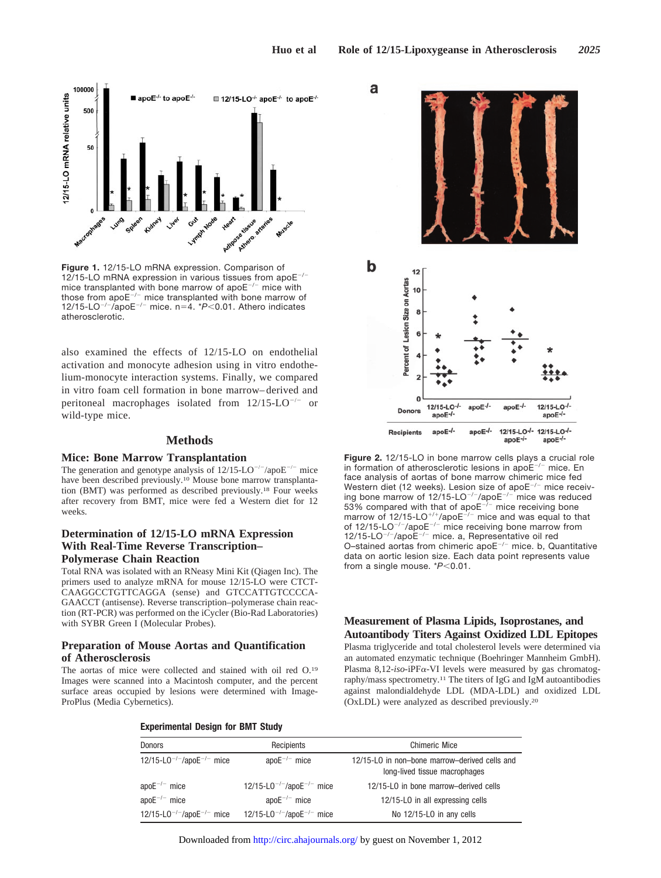Figure 1. 12/15-LO mRNA expression. Comparison of 12/15-LO mRNA expression in various tissues from apoE$^{-/-}$ mice transplanted with bone marrow of apoE$^{-/-}$ mice with those from apoE$^{-/-}$ mice transplanted with bone marrow of 12/15-LO$^{-/-}$/apoE$^{-/-}$ mice. n=4. *$P<0.01$. Athero indicates atherosclerotic.

Figure 2. 12/15-LO in bone marrow cells plays a crucial role in formation of atherosclerotic lesions in apoE$^{-/-}$ mice. En face analysis of aortas of bone marrow chimeric mice fed Western diet (12 weeks). Lesion size of apoE$^{-/-}$ mice receiving bone marrow of 12/15-LO$^{-/-}$/apoE$^{-/-}$ mice was reduced 53% compared with that of apoE$^{-/-}$ mice receiving bone marrow of 12/15-LO$^{+/+}$/apoE$^{-/-}$ mice and was equal to that of 12/15-LO$^{-/-}$/apoE$^{-/-}$ mice receiving bone marrow from 12/15-LO$^{-/-}$/apoE$^{-/-}$ mice. a, Representative oil red O–stained aortas from chimeric apoE$^{-/-}$ mice. b, Quantitative data on aortic lesion size. Each data point represents value from a single mouse. *$P<0.01$.

also examined the effects of 12/15-LO on endothelial activation and monocyte adhesion using in vitro endothelium-monocyte interaction systems. Finally, we compared in vitro foam cell formation in bone marrow–derived and peritoneal macrophages isolated from 12/15-LO$^{-/-}$ or wild-type mice.

## Methods

### Mice: Bone Marrow Transplantation

The generation and genotype analysis of 12/15-LO$^{-/-}$/apoE$^{-/-}$ mice have been described previously.[10] Mouse bone marrow transplantation (BMT) was performed as described previously.[18] Four weeks after recovery from BMT, mice were fed a Western diet for 12 weeks.

### Determination of 12/15-LO mRNA Expression With Real-Time Reverse Transcription–Polymerase Chain Reaction

Total RNA was isolated with an RNeasy Mini Kit (Qiagen Inc). The primers used to analyze mRNA for mouse 12/15-LO were CTCTCAAGGCCTGTTCAGGA (sense) and GTCCATTGTCCCCAGAACCT (antisense). Reverse transcription–polymerase chain reaction (RT-PCR) was performed on the iCycler (Bio-Rad Laboratories) with SYBR Green I (Molecular Probes).

### Preparation of Mouse Aortas and Quantification of Atherosclerosis

The aortas of mice were collected and stained with oil red O.[19] Images were scanned into a Macintosh computer, and the percent surface areas occupied by lesions were determined with Image-ProPlus (Media Cybernetics).

### Measurement of Plasma Lipids, Isoprostanes, and Autoantibody Titers Against Oxidized LDL Epitopes

Plasma triglyceride and total cholesterol levels were determined via an automated enzymatic technique (Boehringer Mannheim GmbH). Plasma 8,12-*iso*-iPF$\alpha$-VI levels were measured by gas chromatography/mass spectrometry.[11] The titers of IgG and IgM autoantibodies against malondialdehyde LDL (MDA-LDL) and oxidized LDL (OxLDL) were analyzed as described previously.[20]

**Experimental Design for BMT Study**

| Donors | Recipients | Chimeric Mice |
|---|---|---|
| 12/15-LO$^{-/-}$/apoE$^{-/-}$ mice | apoE$^{-/-}$ mice | 12/15-LO in non–bone marrow–derived cells and long-lived tissue macrophages |
| apoE$^{-/-}$ mice | 12/15-LO$^{-/-}$/apoE$^{-/-}$ mice | 12/15-LO in bone marrow–derived cells |
| apoE$^{-/-}$ mice | apoE$^{-/-}$ mice | 12/15-LO in all expressing cells |
| 12/15-LO$^{-/-}$/apoE$^{-/-}$ mice | 12/15-LO$^{-/-}$/apoE$^{-/-}$ mice | No 12/15-LO in any cells |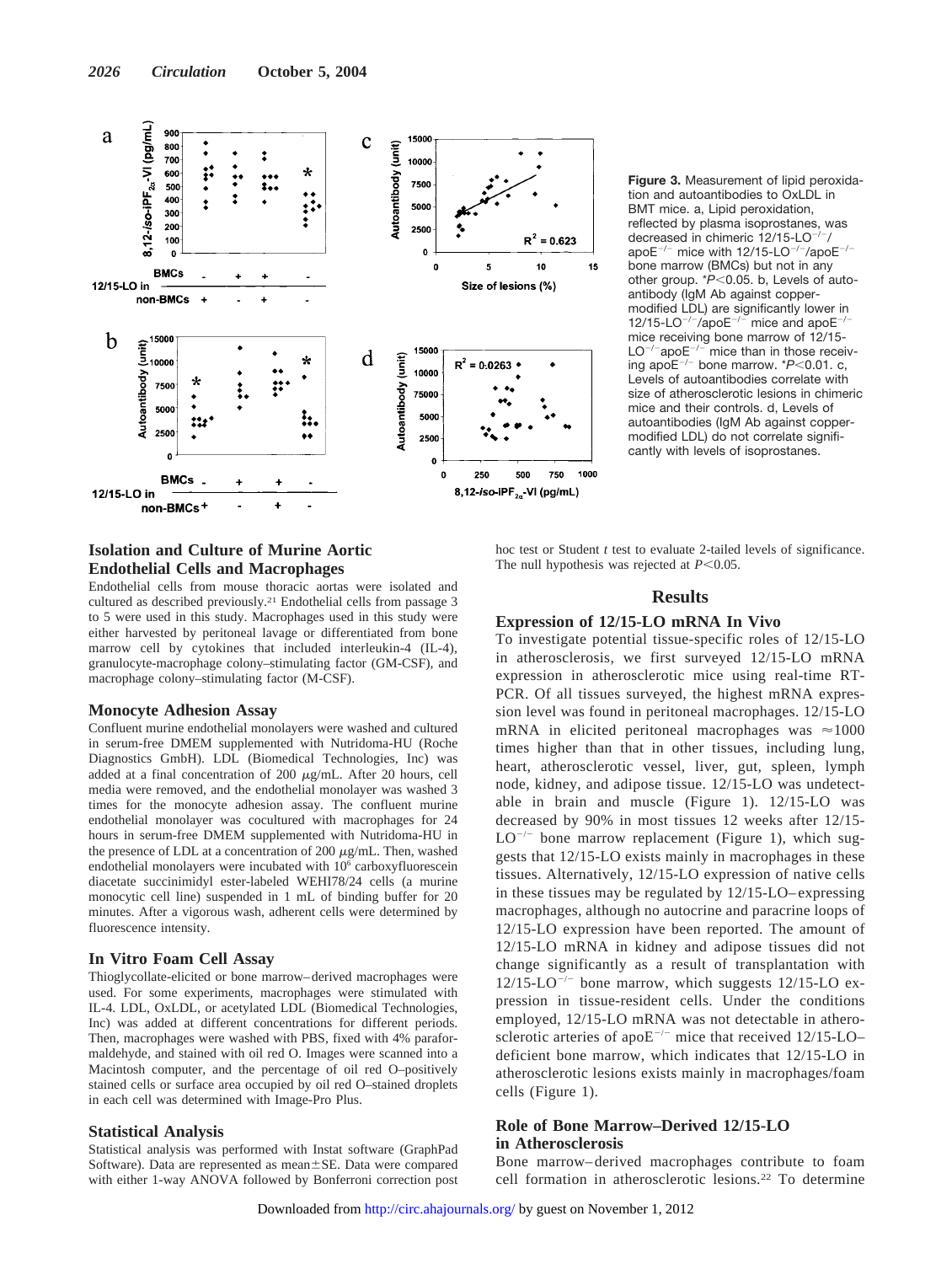**Figure 3.** Measurement of lipid peroxidation and autoantibodies to OxLDL in BMT mice. a, Lipid peroxidation, reflected by plasma isoprostanes, was decreased in chimeric 12/15-LO$^{-/-}$/apoE$^{-/-}$ mice with 12/15-LO$^{-/-}$/apoE$^{-/-}$ bone marrow (BMCs) but not in any other group. *$P<0.05$. b, Levels of autoantibody (IgM Ab against copper-modified LDL) are significantly lower in 12/15-LO$^{-/-}$/apoE$^{-/-}$ mice and apoE$^{-/-}$ mice receiving bone marrow of 12/15-LO$^{-/-}$apoE$^{-/-}$ mice than in those receiving apoE$^{-/-}$ bone marrow. *$P<0.01$. c, Levels of autoantibodies correlate with size of atherosclerotic lesions in chimeric mice and their controls. d, Levels of autoantibodies (IgM Ab against copper-modified LDL) do not correlate significantly with levels of isoprostanes.

### Isolation and Culture of Murine Aortic Endothelial Cells and Macrophages

Endothelial cells from mouse thoracic aortas were isolated and cultured as described previously.[21] Endothelial cells from passage 3 to 5 were used in this study. Macrophages used in this study were either harvested by peritoneal lavage or differentiated from bone marrow cell by cytokines that included interleukin-4 (IL-4), granulocyte-macrophage colony–stimulating factor (GM-CSF), and macrophage colony–stimulating factor (M-CSF).

### Monocyte Adhesion Assay

Confluent murine endothelial monolayers were washed and cultured in serum-free DMEM supplemented with Nutridoma-HU (Roche Diagnostics GmbH). LDL (Biomedical Technologies, Inc) was added at a final concentration of 200 $\mu$g/mL. After 20 hours, cell media were removed, and the endothelial monolayer was washed 3 times for the monocyte adhesion assay. The confluent murine endothelial monolayer was cocultured with macrophages for 24 hours in serum-free DMEM supplemented with Nutridoma-HU in the presence of LDL at a concentration of 200 $\mu$g/mL. Then, washed endothelial monolayers were incubated with $10^6$ carboxyfluorescein diacetate succinimidyl ester-labeled WEHI78/24 cells (a murine monocytic cell line) suspended in 1 mL of binding buffer for 20 minutes. After a vigorous wash, adherent cells were determined by fluorescence intensity.

### In Vitro Foam Cell Assay

Thioglycollate-elicited or bone marrow–derived macrophages were used. For some experiments, macrophages were stimulated with IL-4. LDL, OxLDL, or acetylated LDL (Biomedical Technologies, Inc) was added at different concentrations for different periods. Then, macrophages were washed with PBS, fixed with 4% paraformaldehyde, and stained with oil red O. Images were scanned into a Macintosh computer, and the percentage of oil red O–positively stained cells or surface area occupied by oil red O–stained droplets in each cell was determined with Image-Pro Plus.

### Statistical Analysis

Statistical analysis was performed with Instat software (GraphPad Software). Data are represented as mean±SE. Data were compared with either 1-way ANOVA followed by Bonferroni correction post hoc test or Student *t* test to evaluate 2-tailed levels of significance. The null hypothesis was rejected at $P<0.05$.

## Results

### Expression of 12/15-LO mRNA In Vivo

To investigate potential tissue-specific roles of 12/15-LO in atherosclerosis, we first surveyed 12/15-LO mRNA expression in atherosclerotic mice using real-time RT-PCR. Of all tissues surveyed, the highest mRNA expression level was found in peritoneal macrophages. The 12/15-LO mRNA in elicited peritoneal macrophages was ≈1000 times higher than that in other tissues, including lung, heart, atherosclerotic vessel, liver, gut, spleen, lymph node, kidney, and adipose tissue. 12/15-LO was undetectable in brain and muscle (Figure 1). 12/15-LO was decreased by 90% in most tissues 12 weeks after 12/15-LO$^{-/-}$ bone marrow replacement (Figure 1), which suggests that 12/15-LO exists mainly in macrophages in these tissues. Alternatively, 12/15-LO expression of native cells in these tissues may be regulated by 12/15-LO–expressing macrophages, although no autocrine and paracrine loops of 12/15-LO expression have been reported. The amount of 12/15-LO mRNA in kidney and adipose tissues did not change significantly as a result of transplantation with 12/15-LO$^{-/-}$ bone marrow, which suggests 12/15-LO expression in tissue-resident cells. Under the conditions employed, 12/15-LO mRNA was not detectable in atherosclerotic arteries of apoE$^{-/-}$ mice that received 12/15-LO–deficient bone marrow, which indicates that 12/15-LO in atherosclerotic lesions exists mainly in macrophages/foam cells (Figure 1).

### Role of Bone Marrow–Derived 12/15-LO in Atherosclerosis

Bone marrow–derived macrophages contribute to foam cell formation in atherosclerotic lesions.[22] To determine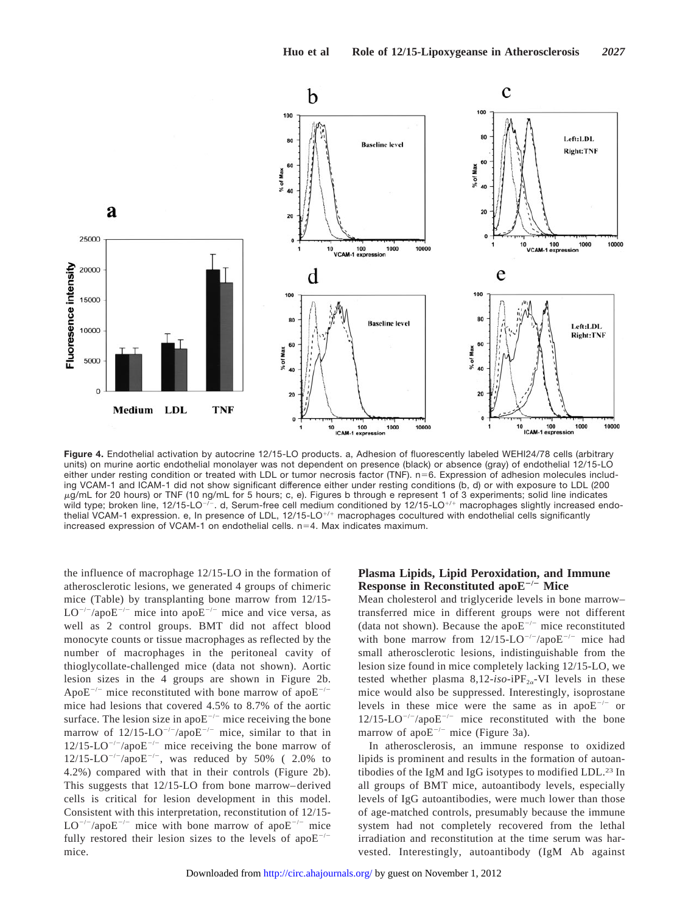Figure 4. Endothelial activation by autocrine 12/15-LO products. a, Adhesion of fluorescently labeled WEHI24/78 cells (arbitrary units) on murine aortic endothelial monolayer was not dependent on presence (black) or absence (gray) of endothelial 12/15-LO either under resting condition or treated with LDL or tumor necrosis factor (TNF). n=6. Expression of adhesion molecules including VCAM-1 and ICAM-1 did not show significant difference either under resting conditions (b, d) or with exposure to LDL (200 $\mu$g/mL for 20 hours) or TNF (10 ng/mL for 5 hours; c, e). Figures b through e represent 1 of 3 experiments; solid line indicates wild type; broken line, 12/15-LO$^{-/-}$. d, Serum-free cell medium conditioned by 12/15-LO$^{+/+}$ macrophages slightly increased endothelial VCAM-1 expression. e, In presence of LDL, 12/15-LO$^{+/+}$ macrophages cocultured with endothelial cells significantly increased expression of VCAM-1 on endothelial cells. n=4. Max indicates maximum.

the influence of macrophage 12/15-LO in the formation of atherosclerotic lesions, we generated 4 groups of chimeric mice (Table) by transplanting bone marrow from 12/15-LO$^{-/-}$/apoE$^{-/-}$ mice into apoE$^{-/-}$ mice and vice versa, as well as 2 control groups. BMT did not affect blood monocyte counts or tissue macrophages as reflected by the number of macrophages in the peritoneal cavity of thioglycollate-challenged mice (data not shown). Aortic lesion sizes in the 4 groups are shown in Figure 2b. ApoE$^{-/-}$ mice reconstituted with bone marrow of apoE$^{-/-}$ mice had lesions that covered 4.5% to 8.7% of the aortic surface. The lesion size in apoE$^{-/-}$ mice receiving the bone marrow of 12/15-LO$^{-/-}$/apoE$^{-/-}$ mice, similar to that in 12/15-LO$^{-/-}$/apoE$^{-/-}$ mice receiving the bone marrow of 12/15-LO$^{-/-}$/apoE$^{-/-}$, was reduced by 50% ( 2.0% to 4.2%) compared with that in their controls (Figure 2b). This suggests that 12/15-LO from bone marrow–derived cells is critical for lesion development in this model. Consistent with this interpretation, reconstitution of 12/15-LO$^{-/-}$/apoE$^{-/-}$ mice with bone marrow of apoE$^{-/-}$ mice fully restored their lesion sizes to the levels of apoE$^{-/-}$ mice.

## Plasma Lipids, Lipid Peroxidation, and Immune Response in Reconstituted apoE$^{-/-}$ Mice

Mean cholesterol and triglyceride levels in bone marrow–transferred mice in different groups were not different (data not shown). Because the apoE$^{-/-}$ mice reconstituted with bone marrow from 12/15-LO$^{-/-}$/apoE$^{-/-}$ mice had small atherosclerotic lesions, indistinguishable from the lesion size found in mice completely lacking 12/15-LO, we tested whether plasma 8,12-*iso*-iPF$_{2\alpha}$-VI levels in these mice would also be suppressed. Interestingly, isoprostane levels in these mice were the same as in apoE$^{-/-}$ or 12/15-LO$^{-/-}$/apoE$^{-/-}$ mice reconstituted with the bone marrow of apoE$^{-/-}$ mice (Figure 3a).

In atherosclerosis, an immune response to oxidized lipids is prominent and results in the formation of autoantibodies of the IgM and IgG isotypes to modified LDL.[23] In all groups of BMT mice, autoantibody levels, especially levels of IgG autoantibodies, were much lower than those of age-matched controls, presumably because the immune system had not completely recovered from the lethal irradiation and reconstitution at the time serum was harvested. Interestingly, autoantibody (IgM Ab against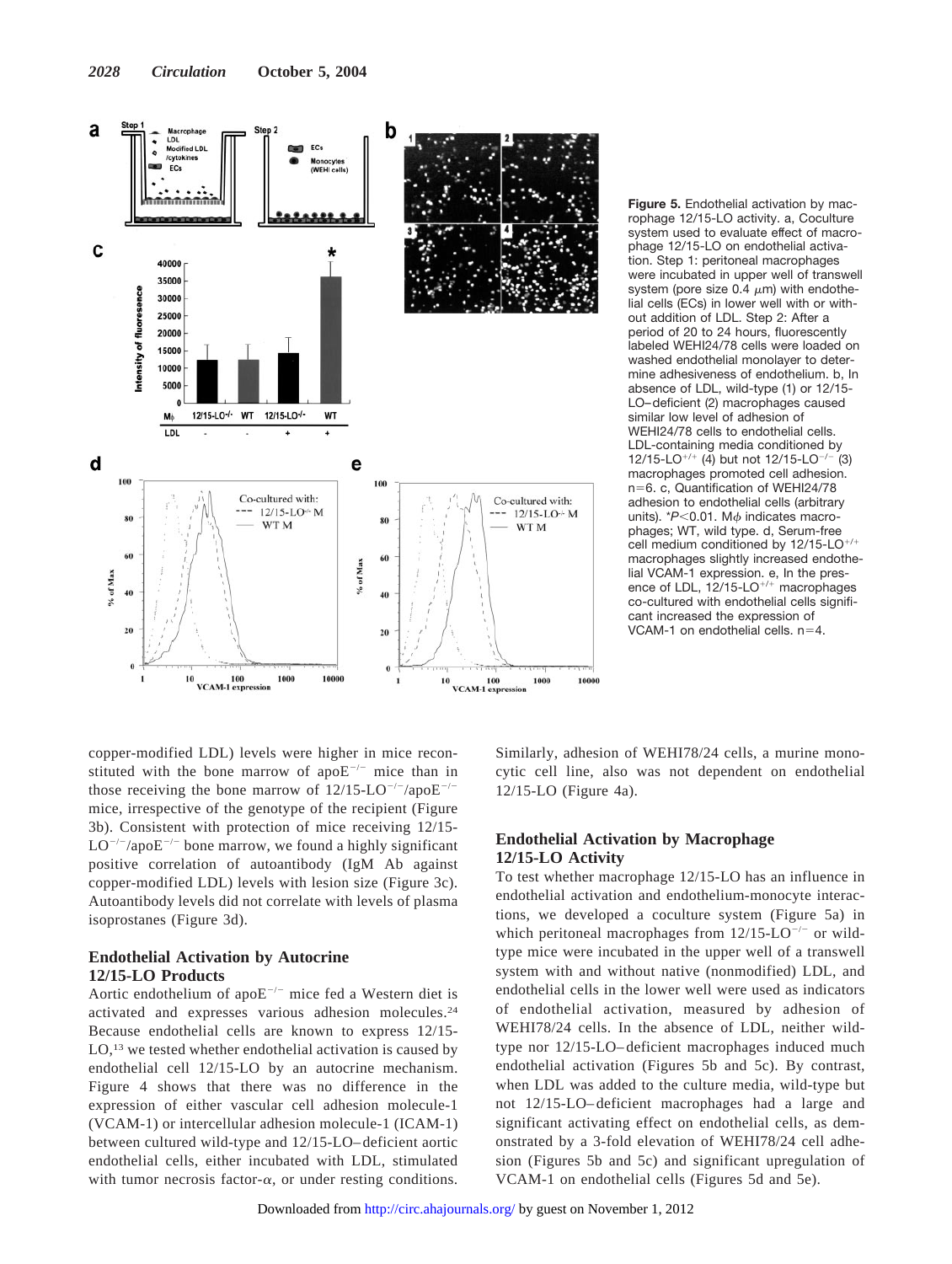**Figure 5.** Endothelial activation by macrophage 12/15-LO activity. a, Coculture system used to evaluate effect of macrophage 12/15-LO on endothelial activation. Step 1: peritoneal macrophages were incubated in upper well of transwell system (pore size 0.4 μm) with endothelial cells (ECs) in lower well with or without addition of LDL. Step 2: After a period of 20 to 24 hours, fluorescently labeled WEHI24/78 cells were loaded on washed endothelial monolayer to determine adhesiveness of endothelium. b, In absence of LDL, wild-type (1) or 12/15-LO–deficient (2) macrophages caused similar low level of adhesion of WEHI24/78 cells to endothelial cells. LDL-containing media conditioned by 12/15-LO$^{+/+}$ (4) but not 12/15-LO$^{-/-}$ (3) macrophages promoted cell adhesion. n=6. c, Quantification of WEHI24/78 adhesion to endothelial cells (arbitrary units). *$P<0.01$. Mϕ indicates macrophages; WT, wild type. d, Serum-free cell medium conditioned by 12/15-LO$^{+/+}$ macrophages slightly increased endothelial VCAM-1 expression. e, In the presence of LDL, 12/15-LO$^{+/+}$ macrophages co-cultured with endothelial cells significant increased the expression of VCAM-1 on endothelial cells. n=4.

copper-modified LDL) levels were higher in mice reconstituted with the bone marrow of apoE$^{-/-}$ mice than in those receiving the bone marrow of 12/15-LO$^{-/-}$/apoE$^{-/-}$ mice, irrespective of the genotype of the recipient (Figure 3b). Consistent with protection of mice receiving 12/15-LO$^{-/-}$/apoE$^{-/-}$ bone marrow, we found a highly significant positive correlation of autoantibody (IgM Ab against copper-modified LDL) levels with lesion size (Figure 3c). Autoantibody levels did not correlate with levels of plasma isoprostanes (Figure 3d).

### Endothelial Activation by Autocrine 12/15-LO Products

Aortic endothelium of apoE$^{-/-}$ mice fed a Western diet is activated and expresses various adhesion molecules.[24] Because endothelial cells are known to express 12/15-LO,[13] we tested whether endothelial activation is caused by endothelial cell 12/15-LO by an autocrine mechanism. Figure 4 shows that there was no difference in the expression of either vascular cell adhesion molecule-1 (VCAM-1) or intercellular adhesion molecule-1 (ICAM-1) between cultured wild-type and 12/15-LO–deficient aortic endothelial cells, either incubated with LDL, stimulated with tumor necrosis factor-α, or under resting conditions. Similarly, adhesion of WEHI78/24 cells, a murine monocytic cell line, also was not dependent on endothelial 12/15-LO (Figure 4a).

### Endothelial Activation by Macrophage 12/15-LO Activity

To test whether macrophage 12/15-LO has an influence in endothelial activation and endothelium-monocyte interactions, we developed a coculture system (Figure 5a) in which peritoneal macrophages from 12/15-LO$^{-/-}$ or wild-type mice were incubated in the upper well of a transwell system with and without native (nonmodified) LDL, and endothelial cells in the lower well were used as indicators of endothelial activation, measured by adhesion of WEHI78/24 cells. In the absence of LDL, neither wild-type nor 12/15-LO–deficient macrophages induced much endothelial activation (Figures 5b and 5c). By contrast, when LDL was added to the culture media, wild-type but not 12/15-LO–deficient macrophages had a large and significant activating effect on endothelial cells, as demonstrated by a 3-fold elevation of WEHI78/24 cell adhesion (Figures 5b and 5c) and significant upregulation of VCAM-1 on endothelial cells (Figures 5d and 5e).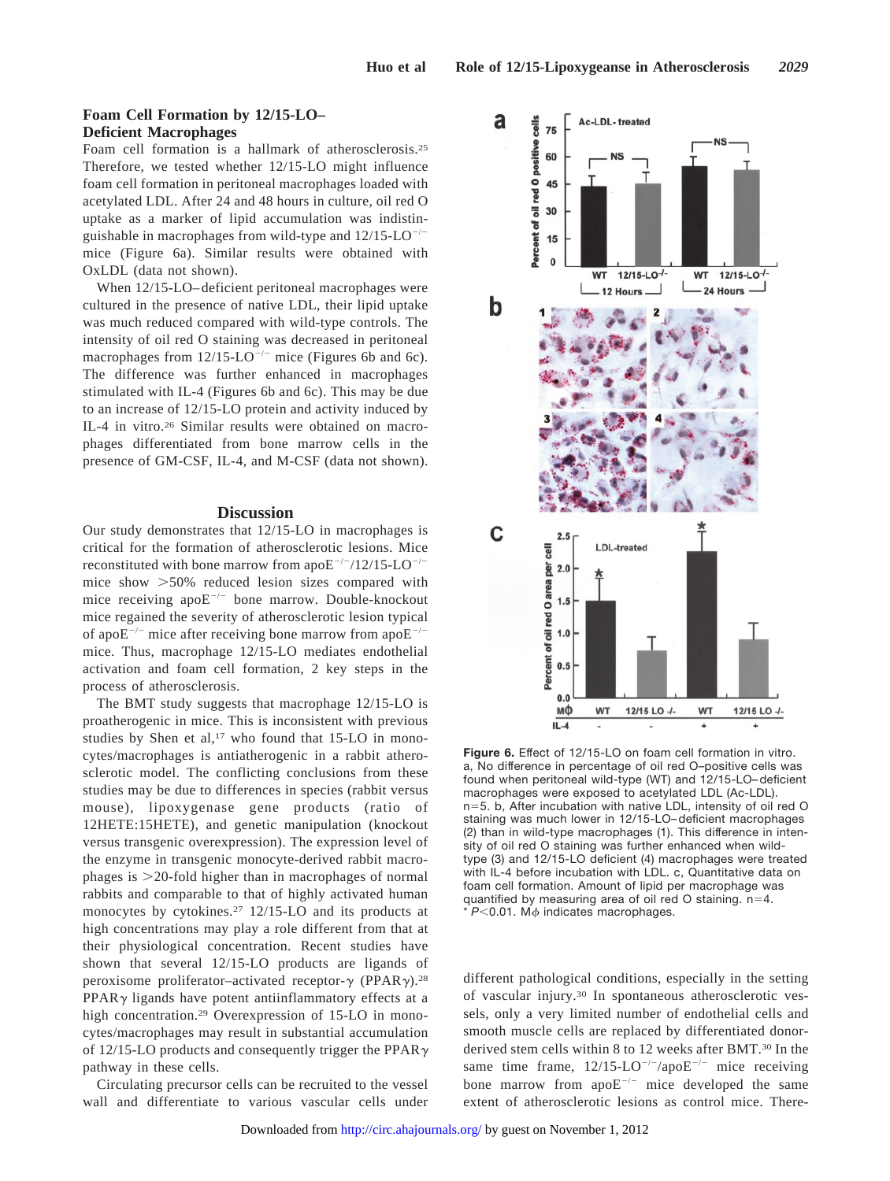## Foam Cell Formation by 12/15-LO–Deficient Macrophages

Foam cell formation is a hallmark of atherosclerosis.[25] Therefore, we tested whether 12/15-LO might influence foam cell formation in peritoneal macrophages loaded with acetylated LDL. After 24 and 48 hours in culture, oil red O uptake as a marker of lipid accumulation was indistinguishable in macrophages from wild-type and 12/15-LO$^{-/-}$ mice (Figure 6a). Similar results were obtained with OxLDL (data not shown).

When 12/15-LO–deficient peritoneal macrophages were cultured in the presence of native LDL, their lipid uptake was much reduced compared with wild-type controls. The intensity of oil red O staining was decreased in peritoneal macrophages from 12/15-LO$^{-/-}$ mice (Figures 6b and 6c). The difference was further enhanced in macrophages stimulated with IL-4 (Figures 6b and 6c). This may be due to an increase of 12/15-LO protein and activity induced by IL-4 in vitro.[26] Similar results were obtained on macrophages differentiated from bone marrow cells in the presence of GM-CSF, IL-4, and M-CSF (data not shown).

Figure 6. Effect of 12/15-LO on foam cell formation in vitro. a, No difference in percentage of oil red O–positive cells was found when peritoneal wild-type (WT) and 12/15-LO–deficient macrophages were exposed to acetylated LDL (Ac-LDL). n=5. b, After incubation with native LDL, intensity of oil red O staining was much lower in 12/15-LO–deficient macrophages (2) than in wild-type macrophages (1). This difference in intensity of oil red O staining was further enhanced when wild-type (3) and 12/15-LO deficient (4) macrophages were treated with IL-4 before incubation with LDL. c, Quantitative data on foam cell formation. Amount of lipid per macrophage was quantified by measuring area of oil red O staining. n=4. *$P<0.01$. M$\phi$ indicates macrophages.

## Discussion

Our study demonstrates that 12/15-LO in macrophages is critical for the formation of atherosclerotic lesions. Mice reconstituted with bone marrow from apoE$^{-/-}$/12/15-LO$^{-/-}$ mice show >50% reduced lesion sizes compared with mice receiving apoE$^{-/-}$ bone marrow. Double-knockout mice regained the severity of atherosclerotic lesion typical of apoE$^{-/-}$ mice after receiving bone marrow from apoE$^{-/-}$ mice. Thus, macrophage 12/15-LO mediates endothelial activation and foam cell formation, 2 key steps in the process of atherosclerosis.

The BMT study suggests that macrophage 12/15-LO is proatherogenic in mice. This is inconsistent with previous studies by Shen et al,[17] who found that 15-LO in monocytes/macrophages is antiatherogenic in a rabbit atherosclerotic model. The conflicting conclusions from these studies may be due to differences in species (rabbit versus mouse), lipoxygenase gene products (ratio of 12HETE:15HETE), and genetic manipulation (knockout versus transgenic overexpression). The expression level of the enzyme in transgenic monocyte-derived rabbit macrophages is >20-fold higher than in macrophages of normal rabbits and comparable to that of highly activated human monocytes by cytokines.[27] 12/15-LO and its products at high concentrations may play a role different from that at their physiological concentration. Recent studies have shown that several 12/15-LO products are ligands of peroxisome proliferator–activated receptor-γ (PPARγ).[28] PPARγ ligands have potent antiinflammatory effects at a high concentration.[29] Overexpression of 15-LO in monocytes/macrophages may result in substantial accumulation of 12/15-LO products and consequently trigger the PPARγ pathway in these cells.

Circulating precursor cells can be recruited to the vessel wall and differentiate to various vascular cells under different pathological conditions, especially in the setting of vascular injury.[30] In spontaneous atherosclerotic vessels, only a very limited number of endothelial cells and smooth muscle cells are replaced by differentiated donor-derived stem cells within 8 to 12 weeks after BMT.[30] In the same time frame, 12/15-LO$^{-/-}$/apoE$^{-/-}$ mice receiving bone marrow from apoE$^{-/-}$ mice developed the same extent of atherosclerotic lesions as control mice. There-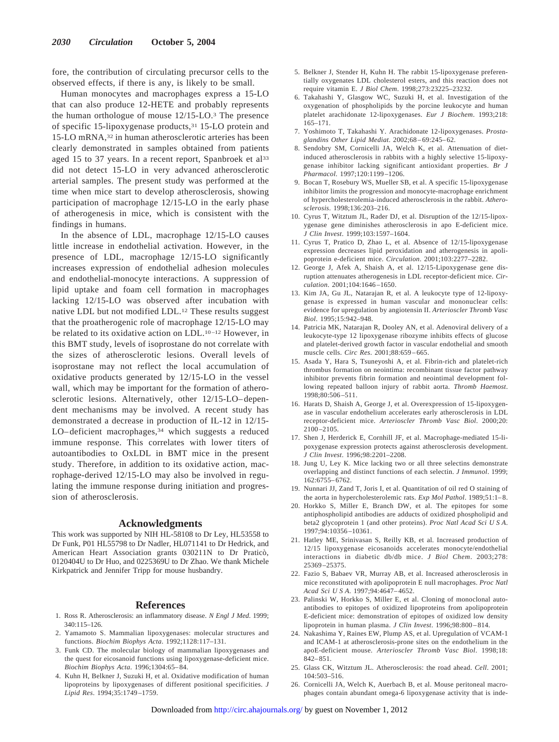fore, the contribution of circulating precursor cells to the observed effects, if there is any, is likely to be small.

Human monocytes and macrophages express a 15-LO that can also produce 12-HETE and probably represents the human orthologue of mouse 12/15-LO.[3] The presence of specific 15-lipoxygenase products,[31] 15-LO protein and 15-LO mRNA,[32] in human atherosclerotic arteries has been clearly demonstrated in samples obtained from patients aged 15 to 37 years. In a recent report, Spanbroek et al[33] did not detect 15-LO in very advanced atherosclerotic arterial samples. The present study was performed at the time when mice start to develop atherosclerosis, showing participation of macrophage 12/15-LO in the early phase of atherogenesis in mice, which is consistent with the findings in humans.

In the absence of LDL, macrophage 12/15-LO causes little increase in endothelial activation. However, in the presence of LDL, macrophage 12/15-LO significantly increases expression of endothelial adhesion molecules and endothelial-monocyte interactions. A suppression of lipid uptake and foam cell formation in macrophages lacking 12/15-LO was observed after incubation with native LDL but not modified LDL.[12] These results suggest that the proatherogenic role of macrophage 12/15-LO may be related to its oxidative action on LDL.[10–12] However, in this BMT study, levels of isoprostane do not correlate with the sizes of atherosclerotic lesions. Overall levels of isoprostane may not reflect the local accumulation of oxidative products generated by 12/15-LO in the vessel wall, which may be important for the formation of atherosclerotic lesions. Alternatively, other 12/15-LO–dependent mechanisms may be involved. A recent study has demonstrated a decrease in production of IL-12 in 12/15-LO–deficient macrophages,[34] which suggests a reduced immune response. This correlates with lower titers of autoantibodies to OxLDL in BMT mice in the present study. Therefore, in addition to its oxidative action, macrophage-derived 12/15-LO may also be involved in regulating the immune response during initiation and progression of atherosclerosis.

## Acknowledgments

This work was supported by NIH HL-58108 to Dr Ley, HL53558 to Dr Funk, P01 HL55798 to Dr Nadler, HL071141 to Dr Hedrick, and American Heart Association grants 030211N to Dr Praticò, 0120404U to Dr Huo, and 0225369U to Dr Zhao. We thank Michele Kirkpatrick and Jennifer Tripp for mouse husbandry.

## References

1. Ross R. Atherosclerosis: an inflammatory disease. *N Engl J Med*. 1999; 340:115–126.
2. Yamamoto S. Mammalian lipoxygenases: molecular structures and functions. *Biochim Biophys Acta*. 1992;1128:117–131.
3. Funk CD. The molecular biology of mammalian lipoxygenases and the quest for eicosanoid functions using lipoxygenase-deficient mice. *Biochim Biophys Acta*. 1996;1304:65–84.
4. Kuhn H, Belkner J, Suzuki H, et al. Oxidative modification of human lipoproteins by lipoxygenases of different positional specificities. *J Lipid Res*. 1994;35:1749–1759.
5. Belkner J, Stender H, Kuhn H. The rabbit 15-lipoxygenase preferentially oxygenates LDL cholesterol esters, and this reaction does not require vitamin E. *J Biol Chem*. 1998;273:23225–23232.
6. Takahashi Y, Glasgow WC, Suzuki H, et al. Investigation of the oxygenation of phospholipids by the porcine leukocyte and human platelet arachidonate 12-lipoxygenases. *Eur J Biochem*. 1993;218: 165–171.
7. Yoshimoto T, Takahashi Y. Arachidonate 12-lipoxygenases. *Prostaglandins Other Lipid Mediat*. 2002;68–69:245–62.
8. Sendobry SM, Cornicelli JA, Welch K, et al. Attenuation of diet-induced atherosclerosis in rabbits with a highly selective 15-lipoxygenase inhibitor lacking significant antioxidant properties. *Br J Pharmacol*. 1997;120:1199–1206.
9. Bocan T, Rosebury WS, Mueller SB, et al. A specific 15-lipoxygenase inhibitor limits the progression and monocyte-macrophage enrichment of hypercholesterolemia-induced atherosclerosis in the rabbit. *Atherosclerosis*. 1998;136:203–216.
10. Cyrus T, Witztum JL, Rader DJ, et al. Disruption of the 12/15-lipoxygenase gene diminishes atherosclerosis in apo E-deficient mice. *J Clin Invest*. 1999;103:1597–1604.
11. Cyrus T, Pratico D, Zhao L, et al. Absence of 12/15-lipoxygenase expression decreases lipid peroxidation and atherogenesis in apolipoprotein e-deficient mice. *Circulation*. 2001;103:2277–2282.
12. George J, Afek A, Shaish A, et al. 12/15-Lipoxygenase gene disruption attenuates atherogenesis in LDL receptor-deficient mice. *Circulation*. 2001;104:1646–1650.
13. Kim JA, Gu JL, Natarajan R, et al. A leukocyte type of 12-lipoxygenase is expressed in human vascular and mononuclear cells: evidence for upregulation by angiotensin II. *Arterioscler Thromb Vasc Biol*. 1995;15:942–948.
14. Patricia MK, Natarajan R, Dooley AN, et al. Adenoviral delivery of a leukocyte-type 12 lipoxygenase ribozyme inhibits effects of glucose and platelet-derived growth factor in vascular endothelial and smooth muscle cells. *Circ Res*. 2001;88:659–665.
15. Asada Y, Hara S, Tsuneyoshi A, et al. Fibrin-rich and platelet-rich thrombus formation on neointima: recombinant tissue factor pathway inhibitor prevents fibrin formation and neointimal development following repeated balloon injury of rabbit aorta. *Thromb Haemost*. 1998;80:506–511.
16. Harats D, Shaish A, George J, et al. Overexpression of 15-lipoxygenase in vascular endothelium accelerates early atherosclerosis in LDL receptor-deficient mice. *Arterioscler Thromb Vasc Biol*. 2000;20: 2100–2105.
17. Shen J, Herderick E, Cornhill JF, et al. Macrophage-mediated 15-lipoxygenase expression protects against atherosclerosis development. *J Clin Invest*. 1996;98:2201–2208.
18. Jung U, Ley K. Mice lacking two or all three selectins demonstrate overlapping and distinct functions of each selectin. *J Immunol*. 1999; 162:6755–6762.
19. Nunnari JJ, Zand T, Joris I, et al. Quantitation of oil red O staining of the aorta in hypercholesterolemic rats. *Exp Mol Pathol*. 1989;51:1–8.
20. Horkko S, Miller E, Branch DW, et al. The epitopes for some antiphospholipid antibodies are adducts of oxidized phospholipid and beta2 glycoprotein 1 (and other proteins). *Proc Natl Acad Sci U S A*. 1997;94:10356–10361.
21. Hatley ME, Srinivasan S, Reilly KB, et al. Increased production of 12/15 lipoxygenase eicosanoids accelerates monocyte/endothelial interactions in diabetic db/db mice. *J Biol Chem*. 2003;278: 25369–25375.
22. Fazio S, Babaev VR, Murray AB, et al. Increased atherosclerosis in mice reconstituted with apolipoprotein E null macrophages. *Proc Natl Acad Sci U S A*. 1997;94:4647–4652.
23. Palinski W, Horkko S, Miller E, et al. Cloning of monoclonal autoantibodies to epitopes of oxidized lipoproteins from apolipoprotein E-deficient mice: demonstration of epitopes of oxidized low density lipoprotein in human plasma. *J Clin Invest*. 1996;98:800–814.
24. Nakashima Y, Raines EW, Plump AS, et al. Upregulation of VCAM-1 and ICAM-1 at atherosclerosis-prone sites on the endothelium in the apoE-deficient mouse. *Arterioscler Thromb Vasc Biol*. 1998;18: 842–851.
25. Glass CK, Witztum JL. Atherosclerosis: the road ahead. *Cell*. 2001; 104:503–516.
26. Cornicelli JA, Welch K, Auerbach B, et al. Mouse peritoneal macrophages contain abundant omega-6 lipoxygenase activity that is inde-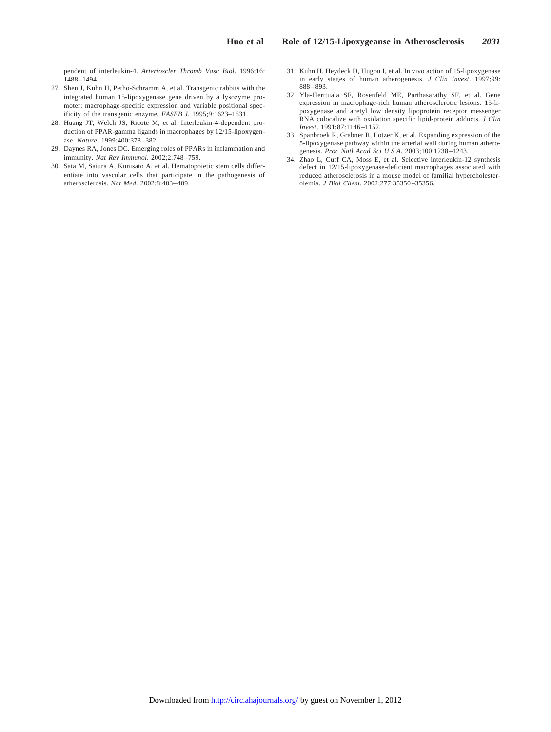pendent of interleukin-4. *Arterioscler Thromb Vasc Biol*. 1996;16: 1488–1494.

27. Shen J, Kuhn H, Petho-Schramm A, et al. Transgenic rabbits with the integrated human 15-lipoxygenase gene driven by a lysozyme promoter: macrophage-specific expression and variable positional specificity of the transgenic enzyme. *FASEB J*. 1995;9:1623–1631.
28. Huang JT, Welch JS, Ricote M, et al. Interleukin-4-dependent production of PPAR-gamma ligands in macrophages by 12/15-lipoxygenase. *Nature*. 1999;400:378–382.
29. Daynes RA, Jones DC. Emerging roles of PPARs in inflammation and immunity. *Nat Rev Immunol*. 2002;2:748–759.
30. Sata M, Saiura A, Kunisato A, et al. Hematopoietic stem cells differentiate into vascular cells that participate in the pathogenesis of atherosclerosis. *Nat Med*. 2002;8:403–409.
31. Kuhn H, Heydeck D, Hugou I, et al. In vivo action of 15-lipoxygenase in early stages of human atherogenesis. *J Clin Invest*. 1997;99: 888–893.
32. Yla-Herttuala SF, Rosenfeld ME, Parthasarathy SF, et al. Gene expression in macrophage-rich human atherosclerotic lesions: 15-lipoxygenase and acetyl low density lipoprotein receptor messenger RNA colocalize with oxidation specific lipid-protein adducts. *J Clin Invest*. 1991;87:1146–1152.
33. Spanbroek R, Grabner R, Lotzer K, et al. Expanding expression of the 5-lipoxygenase pathway within the arterial wall during human atherogenesis. *Proc Natl Acad Sci U S A*. 2003;100:1238–1243.
34. Zhao L, Cuff CA, Moss E, et al. Selective interleukin-12 synthesis defect in 12/15-lipoxygenase-deficient macrophages associated with reduced atherosclerosis in a mouse model of familial hypercholesterolemia. *J Biol Chem*. 2002;277:35350–35356.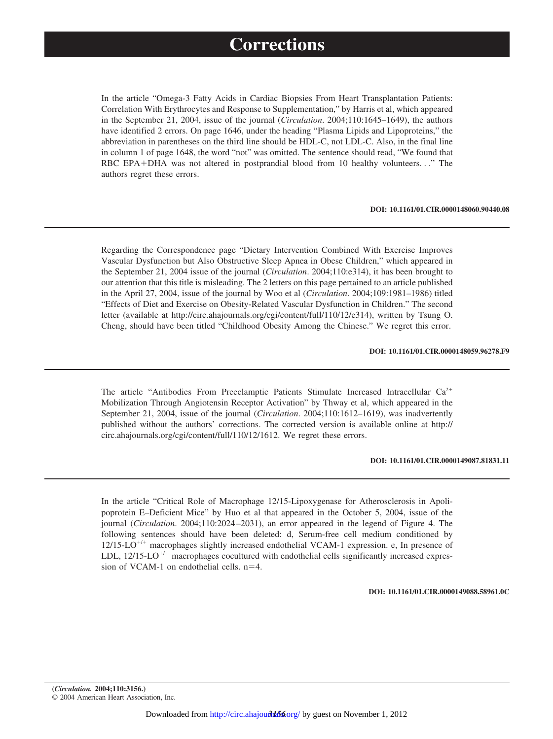# Corrections

In the article "Omega-3 Fatty Acids in Cardiac Biopsies From Heart Transplantation Patients: Correlation With Erythrocytes and Response to Supplementation," by Harris et al, which appeared in the September 21, 2004, issue of the journal (*Circulation*. 2004;110:1645–1649), the authors have identified 2 errors. On page 1646, under the heading "Plasma Lipids and Lipoproteins," the abbreviation in parentheses on the third line should be HDL-C, not LDL-C. Also, in the final line in column 1 of page 1648, the word "not" was omitted. The sentence should read, "We found that RBC EPA+DHA was not altered in postprandial blood from 10 healthy volunteers. . ." The authors regret these errors.

**DOI: 10.1161/01.CIR.0000148060.90440.08**

---

Regarding the Correspondence page "Dietary Intervention Combined With Exercise Improves Vascular Dysfunction but Also Obstructive Sleep Apnea in Obese Children," which appeared in the September 21, 2004 issue of the journal (*Circulation*. 2004;110:e314), it has been brought to our attention that this title is misleading. The 2 letters on this page pertained to an article published in the April 27, 2004, issue of the journal by Woo et al (*Circulation*. 2004;109:1981–1986) titled "Effects of Diet and Exercise on Obesity-Related Vascular Dysfunction in Children." The second letter (available at http://circ.ahajournals.org/cgi/content/full/110/12/e314), written by Tsung O. Cheng, should have been titled "Childhood Obesity Among the Chinese." We regret this error.

**DOI: 10.1161/01.CIR.0000148059.96278.F9**

---

The article "Antibodies From Preeclamptic Patients Stimulate Increased Intracellular $Ca^{2+}$ Mobilization Through Angiotensin Receptor Activation" by Thway et al, which appeared in the September 21, 2004, issue of the journal (*Circulation*. 2004;110:1612–1619), was inadvertently published without the authors' corrections. The corrected version is available online at http://circ.ahajournals.org/cgi/content/full/110/12/1612. We regret these errors.

**DOI: 10.1161/01.CIR.0000149087.81831.11**

---

In the article "Critical Role of Macrophage 12/15-Lipoxygenase for Atherosclerosis in Apolipoprotein E–Deficient Mice" by Huo et al that appeared in the October 5, 2004, issue of the journal (*Circulation*. 2004;110:2024–2031), an error appeared in the legend of Figure 4. The following sentences should have been deleted: d, Serum-free cell medium conditioned by $12/15\text{-LO}^{+/+}$ macrophages slightly increased endothelial VCAM-1 expression. e, In presence of LDL, $12/15\text{-LO}^{+/+}$ macrophages cocultured with endothelial cells significantly increased expression of VCAM-1 on endothelial cells. n=4.

**DOI: 10.1161/01.CIR.0000149088.58961.0C**

(*Circulation*. 2004;110:3156.)
© 2004 American Heart Association, Inc.